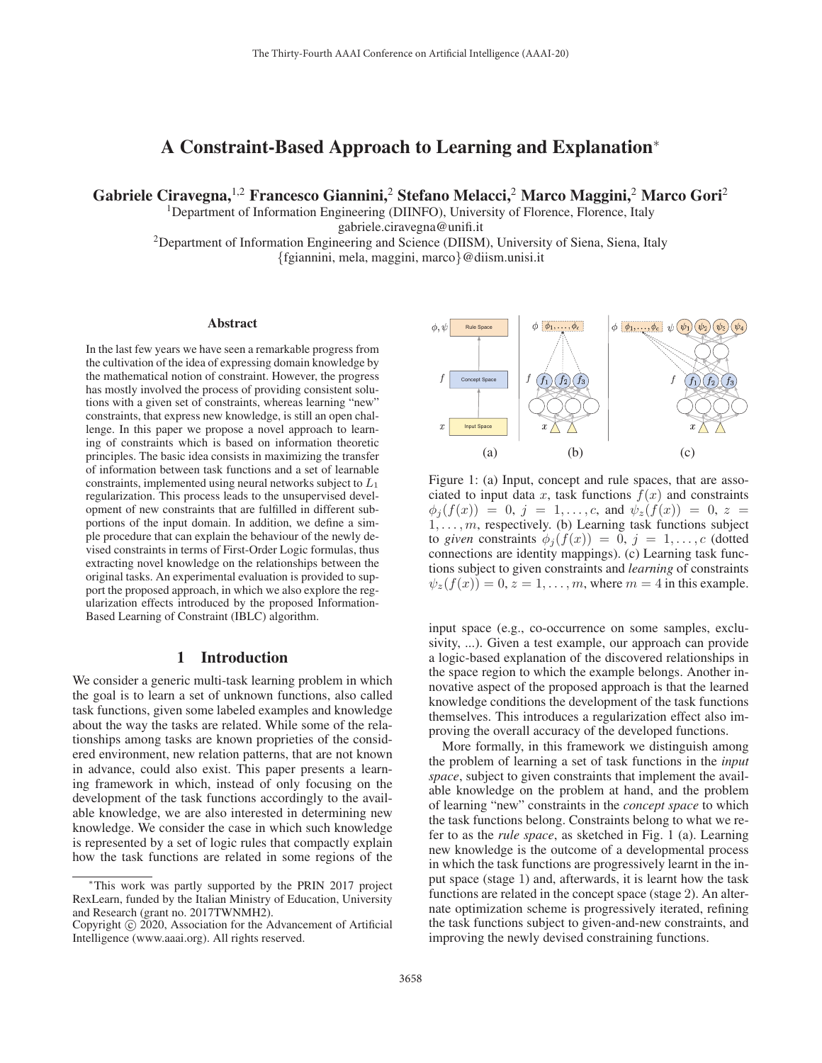# A Constraint-Based Approach to Learning and Explanation*

**Gabriele Ciravegna,[1,2] Francesco Giannini,[2] Stefano Melacci,[2] Marco Maggini,[2] Marco Gori[2]**

[1]Department of Information Engineering (DIINFO), University of Florence, Florence, Italy
gabriele.ciravegna@unifi.it

[2]Department of Information Engineering and Science (DIISM), University of Siena, Siena, Italy
{fgiannini, mela, maggini, marco}@diism.unisi.it

## Abstract

In the last few years we have seen a remarkable progress from the cultivation of the idea of expressing domain knowledge by the mathematical notion of constraint. However, the progress has mostly involved the process of providing consistent solutions with a given set of constraints, whereas learning "new" constraints, that express new knowledge, is still an open challenge. In this paper we propose a novel approach to learning of constraints which is based on information theoretic principles. The basic idea consists in maximizing the transfer of information between task functions and a set of learnable constraints, implemented using neural networks subject to $L_1$ regularization. This process leads to the unsupervised development of new constraints that are fulfilled in different subportions of the input domain. In addition, we define a simple procedure that can explain the behaviour of the newly devised constraints in terms of First-Order Logic formulas, thus extracting novel knowledge on the relationships between the original tasks. An experimental evaluation is provided to support the proposed approach, in which we also explore the regularization effects introduced by the proposed Information-Based Learning of Constraint (IBLC) algorithm.

## 1 Introduction

We consider a generic multi-task learning problem in which the goal is to learn a set of unknown functions, also called task functions, given some labeled examples and knowledge about the way the tasks are related. While some of the relationships among tasks are known proprieties of the considered environment, new relation patterns, that are not known in advance, could also exist. This paper presents a learning framework in which, instead of only focusing on the development of the task functions accordingly to the available knowledge, we are also interested in determining new knowledge. We consider the case in which such knowledge is represented by a set of logic rules that compactly explain how the task functions are related in some regions of the input space (e.g., co-occurrence on some samples, exclusivity, ...). Given a test example, our approach can provide a logic-based explanation of the discovered relationships in the space region to which the example belongs. Another innovative aspect of the proposed approach is that the learned knowledge conditions the development of the task functions themselves. This introduces a regularization effect also improving the overall accuracy of the developed functions.

Figure 1: (a) Input, concept and rule spaces, that are associated to input data $x$, task functions $f(x)$ and constraints $\phi_j(f(x)) = 0$, $j = 1, \ldots, c$, and $\psi_z(f(x)) = 0$, $z = 1, \ldots, m$, respectively. (b) Learning task functions subject to *given* constraints $\phi_j(f(x)) = 0$, $j = 1, \ldots, c$ (dotted connections are identity mappings). (c) Learning task functions subject to given constraints and *learning* of constraints $\psi_z(f(x)) = 0$, $z = 1, \ldots, m$, where $m = 4$ in this example.

More formally, in this framework we distinguish among the problem of learning a set of task functions in the *input space*, subject to given constraints that implement the available knowledge on the problem at hand, and the problem of learning "new" constraints in the *concept space* to which the task functions belong. Constraints belong to what we refer to as the *rule space*, as sketched in Fig. 1 (a). Learning new knowledge is the outcome of a developmental process in which the task functions are progressively learnt in the input space (stage 1) and, afterwards, it is learnt how the task functions are related in the concept space (stage 2). An alternate optimization scheme is progressively iterated, refining the task functions subject to given-and-new constraints, and improving the newly devised constraining functions.

*This work was partly supported by the PRIN 2017 project RexLearn, funded by the Italian Ministry of Education, University and Research (grant no. 2017TWNMH2).
Copyright © 2020, Association for the Advancement of Artificial Intelligence (www.aaai.org). All rights reserved.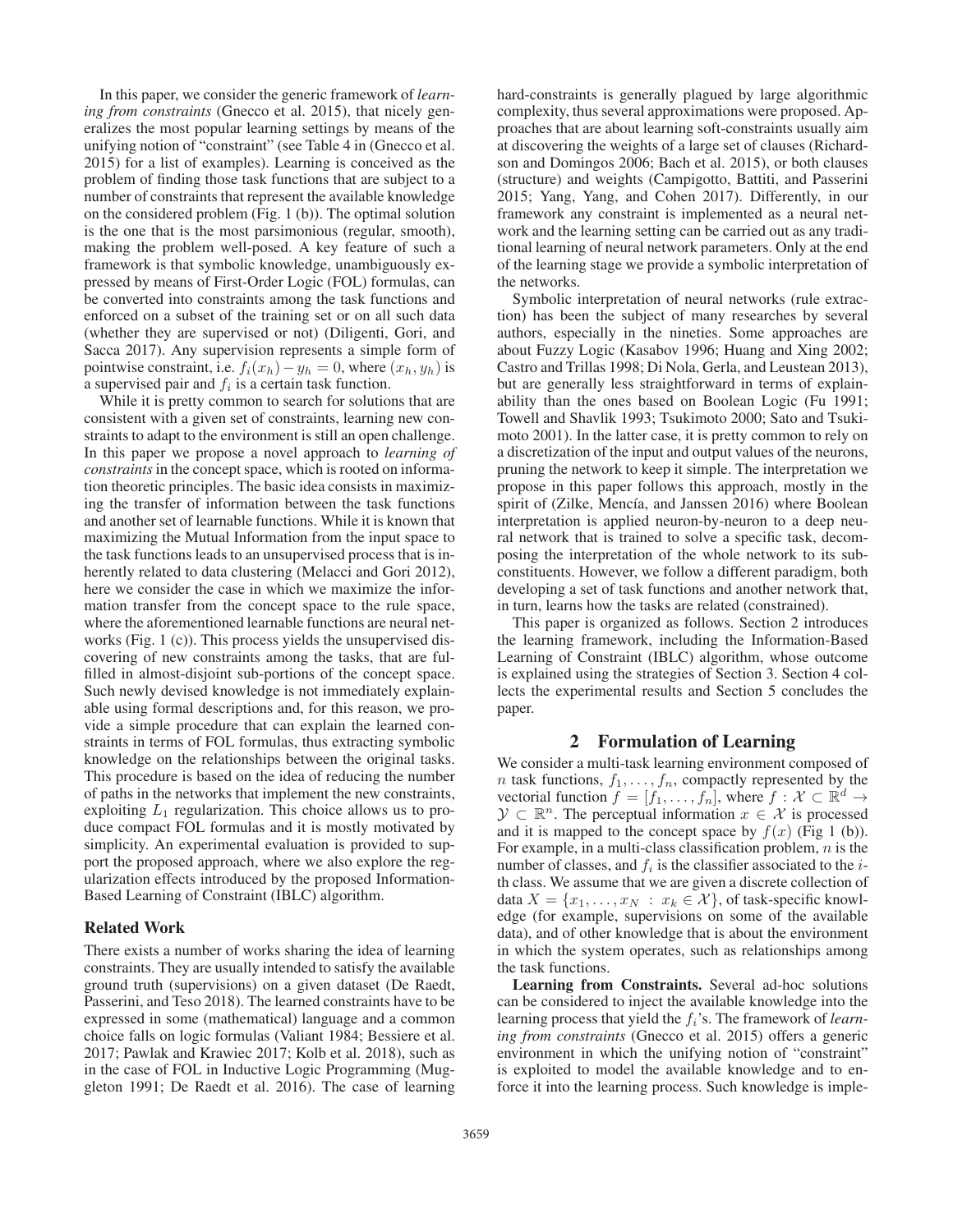In this paper, we consider the generic framework of *learning from constraints* (Gnecco et al. 2015), that nicely generalizes the most popular learning settings by means of the unifying notion of "constraint" (see Table 4 in (Gnecco et al. 2015) for a list of examples). Learning is conceived as the problem of finding those task functions that are subject to a number of constraints that represent the available knowledge on the considered problem (Fig. 1 (b)). The optimal solution is the one that is the most parsimonious (regular, smooth), making the problem well-posed. A key feature of such a framework is that symbolic knowledge, unambiguously expressed by means of First-Order Logic (FOL) formulas, can be converted into constraints among the task functions and enforced on a subset of the training set or on all such data (whether they are supervised or not) (Diligenti, Gori, and Sacca 2017). Any supervision represents a simple form of pointwise constraint, i.e. $f_i(x_h) - y_h = 0$, where $(x_h, y_h)$ is a supervised pair and $f_i$ is a certain task function.

While it is pretty common to search for solutions that are consistent with a given set of constraints, learning new constraints to adapt to the environment is still an open challenge. In this paper we propose a novel approach to *learning of constraints* in the concept space, which is rooted on information theoretic principles. The basic idea consists in maximizing the transfer of information between the task functions and another set of learnable functions. While it is known that maximizing the Mutual Information from the input space to the task functions leads to an unsupervised process that is inherently related to data clustering (Melacci and Gori 2012), here we consider the case in which we maximize the information transfer from the concept space to the rule space, where the aforementioned learnable functions are neural networks (Fig. 1 (c)). This process yields the unsupervised discovering of new constraints among the tasks, that are fulfilled in almost-disjoint sub-portions of the concept space. Such newly devised knowledge is not immediately explainable using formal descriptions and, for this reason, we provide a simple procedure that can explain the learned constraints in terms of FOL formulas, thus extracting symbolic knowledge on the relationships between the original tasks. This procedure is based on the idea of reducing the number of paths in the networks that implement the new constraints, exploiting $L_1$ regularization. This choice allows us to produce compact FOL formulas and it is mostly motivated by simplicity. An experimental evaluation is provided to support the proposed approach, where we also explore the regularization effects introduced by the proposed Information-Based Learning of Constraint (IBLC) algorithm.

### Related Work

There exists a number of works sharing the idea of learning constraints. They are usually intended to satisfy the available ground truth (supervisions) on a given dataset (De Raedt, Passerini, and Teso 2018). The learned constraints have to be expressed in some (mathematical) language and a common choice falls on logic formulas (Valiant 1984; Bessiere et al. 2017; Pawlak and Krawiec 2017; Kolb et al. 2018), such as in the case of FOL in Inductive Logic Programming (Muggleton 1991; De Raedt et al. 2016). The case of learning hard-constraints is generally plagued by large algorithmic complexity, thus several approximations were proposed. Approaches that are about learning soft-constraints usually aim at discovering the weights of a large set of clauses (Richardson and Domingos 2006; Bach et al. 2015), or both clauses (structure) and weights (Campigotto, Battiti, and Passerini 2015; Yang, Yang, and Cohen 2017). Differently, in our framework any constraint is implemented as a neural network and the learning setting can be carried out as any traditional learning of neural network parameters. Only at the end of the learning stage we provide a symbolic interpretation of the networks.

Symbolic interpretation of neural networks (rule extraction) has been the subject of many researches by several authors, especially in the nineties. Some approaches are about Fuzzy Logic (Kasabov 1996; Huang and Xing 2002; Castro and Trillas 1998; Di Nola, Gerla, and Leustean 2013), but are generally less straightforward in terms of explainability than the ones based on Boolean Logic (Fu 1991; Towell and Shavlik 1993; Tsukimoto 2000; Sato and Tsukimoto 2001). In the latter case, it is pretty common to rely on a discretization of the input and output values of the neurons, pruning the network to keep it simple. The interpretation we propose in this paper follows this approach, mostly in the spirit of (Zilke, Mencía, and Janssen 2016) where Boolean interpretation is applied neuron-by-neuron to a deep neural network that is trained to solve a specific task, decomposing the interpretation of the whole network to its subconstituents. However, we follow a different paradigm, both developing a set of task functions and another network that, in turn, learns how the tasks are related (constrained).

This paper is organized as follows. Section 2 introduces the learning framework, including the Information-Based Learning of Constraint (IBLC) algorithm, whose outcome is explained using the strategies of Section 3. Section 4 collects the experimental results and Section 5 concludes the paper.

## 2 Formulation of Learning

We consider a multi-task learning environment composed of $n$ task functions, $f_1, \ldots, f_n$, compactly represented by the vectorial function $f = [f_1, \ldots, f_n]$, where $f : \mathcal{X} \subset \mathbb{R}^d \rightarrow \mathcal{Y} \subset \mathbb{R}^n$. The perceptual information $x \in \mathcal{X}$ is processed and it is mapped to the concept space by $f(x)$ (Fig 1 (b)). For example, in a multi-class classification problem, $n$ is the number of classes, and $f_i$ is the classifier associated to the $i$-th class. We assume that we are given a discrete collection of data $X = \{x_1, \ldots, x_N \ : \ x_k \in \mathcal{X}\}$, of task-specific knowledge (for example, supervisions on some of the available data), and of other knowledge that is about the environment in which the system operates, such as relationships among the task functions.

**Learning from Constraints.** Several ad-hoc solutions can be considered to inject the available knowledge into the learning process that yield the $f_i$'s. The framework of *learning from constraints* (Gnecco et al. 2015) offers a generic environment in which the unifying notion of "constraint" is exploited to model the available knowledge and to enforce it into the learning process. Such knowledge is imple-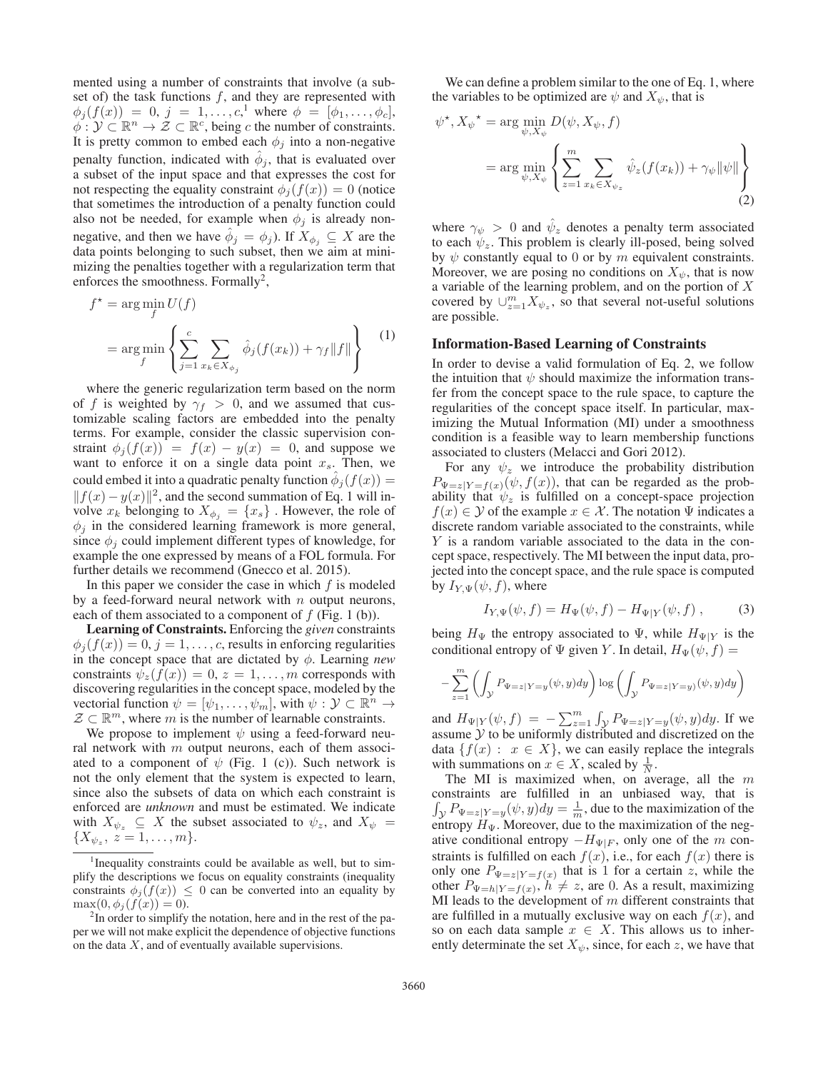mented using a number of constraints that involve (a subset of) the task functions $f$, and they are represented with $\phi_j(f(x)) = 0$, $j = 1, \ldots, c$,[1] where $\phi = [\phi_1, \ldots, \phi_c]$, $\phi : \mathcal{Y} \subset \mathbb{R}^n \to \mathcal{Z} \subset \mathbb{R}^c$, being $c$ the number of constraints. It is pretty common to embed each $\phi_j$ into a non-negative penalty function, indicated with $\hat{\phi}_j$, that is evaluated over a subset of the input space and that expresses the cost for not respecting the equality constraint $\phi_j(f(x)) = 0$ (notice that sometimes the introduction of a penalty function could also not be needed, for example when $\phi_j$ is already non-negative, and then we have $\hat{\phi}_j = \phi_j$). If $X_{\phi_j} \subseteq X$ are the data points belonging to such subset, then we aim at minimizing the penalties together with a regularization term that enforces the smoothness. Formally[2],

$$
\begin{aligned}
f^\star &= \arg\min_f U(f) \\
&= \arg\min_f \left\{ \sum_{j=1}^{c} \sum_{x_k \in X_{\phi_j}} \hat{\phi}_j(f(x_k)) + \gamma_f \|f\| \right\}
\end{aligned} \tag{1}
$$

where the generic regularization term based on the norm of $f$ is weighted by $\gamma_f > 0$, and we assumed that customizable scaling factors are embedded into the penalty terms. For example, consider the classic supervision constraint $\phi_j(f(x)) = f(x) - y(x) = 0$, and suppose we want to enforce it on a single data point $x_s$. Then, we could embed it into a quadratic penalty function $\hat{\phi}_j(f(x)) = \|f(x) - y(x)\|^2$, and the second summation of Eq. 1 will involve $x_k$ belonging to $X_{\phi_j} = \{x_s\}$ . However, the role of $\phi_j$ in the considered learning framework is more general, since $\phi_j$ could implement different types of knowledge, for example the one expressed by means of a FOL formula. For further details we recommend (Gnecco et al. 2015).

In this paper we consider the case in which $f$ is modeled by a feed-forward neural network with $n$ output neurons, each of them associated to a component of $f$ (Fig. 1 (b)).

**Learning of Constraints.** Enforcing the *given* constraints $\phi_j(f(x)) = 0$, $j = 1, \ldots, c$, results in enforcing regularities in the concept space that are dictated by $\phi$. Learning *new* constraints $\psi_z(f(x)) = 0$, $z = 1, \ldots, m$ corresponds with discovering regularities in the concept space, modeled by the vectorial function $\psi = [\psi_1, \ldots, \psi_m]$, with $\psi : \mathcal{Y} \subset \mathbb{R}^n \to \mathcal{Z} \subset \mathbb{R}^m$, where $m$ is the number of learnable constraints.

We propose to implement $\psi$ using a feed-forward neural network with $m$ output neurons, each of them associated to a component of $\psi$ (Fig. 1 (c)). Such network is not the only element that the system is expected to learn, since also the subsets of data on which each constraint is enforced are *unknown* and must be estimated. We indicate with $X_{\psi_z} \subseteq X$ the subset associated to $\psi_z$, and $X_\psi = \{X_{\psi_z},\ z = 1, \ldots, m\}$.

We can define a problem similar to the one of Eq. 1, where the variables to be optimized are $\psi$ and $X_\psi$, that is

$$
\begin{aligned}
\psi^\star, {X_\psi}^\star &= \arg\min_{\psi, X_\psi} D(\psi, X_\psi, f) \\
&= \arg\min_{\psi, X_\psi} \left\{ \sum_{z=1}^{m} \sum_{x_k \in X_{\psi_z}} \hat{\psi}_z(f(x_k)) + \gamma_\psi \|\psi\| \right\}
\end{aligned} \tag{2}
$$

where $\gamma_\psi > 0$ and $\hat{\psi}_z$ denotes a penalty term associated to each $\psi_z$. This problem is clearly ill-posed, being solved by $\psi$ constantly equal to 0 or by $m$ equivalent constraints. Moreover, we are posing no conditions on $X_\psi$, that is now a variable of the learning problem, and on the portion of $X$ covered by $\cup_{z=1}^{m} X_{\psi_z}$, so that several not-useful solutions are possible.

## Information-Based Learning of Constraints

In order to devise a valid formulation of Eq. 2, we follow the intuition that $\psi$ should maximize the information transfer from the concept space to the rule space, to capture the regularities of the concept space itself. In particular, maximizing the Mutual Information (MI) under a smoothness condition is a feasible way to learn membership functions associated to clusters (Melacci and Gori 2012).

For any $\psi_z$ we introduce the probability distribution $P_{\Psi=z|Y=f(x)}(\psi, f(x))$, that can be regarded as the probability that $\psi_z$ is fulfilled on a concept-space projection $f(x) \in \mathcal{Y}$ of the example $x \in \mathcal{X}$. The notation $\Psi$ indicates a discrete random variable associated to the constraints, while $Y$ is a random variable associated to the data in the concept space, respectively. The MI between the input data, projected into the concept space, and the rule space is computed by $I_{Y,\Psi}(\psi, f)$, where

$$
I_{Y,\Psi}(\psi, f) = H_\Psi(\psi, f) - H_{\Psi|Y}(\psi, f) \,, \tag{3}
$$

being $H_\Psi$ the entropy associated to $\Psi$, while $H_{\Psi|Y}$ is the conditional entropy of $\Psi$ given $Y$. In detail, $H_\Psi(\psi, f) =$

$$
-\sum_{z=1}^{m} \left( \int_{\mathcal{Y}} P_{\Psi=z|Y=y}(\psi, y) dy \right) \log \left( \int_{\mathcal{Y}} P_{\Psi=z|Y=y)}(\psi, y) dy \right)
$$

and $H_{\Psi|Y}(\psi, f) = -\sum_{z=1}^{m} \int_{\mathcal{Y}} P_{\Psi=z|Y=y}(\psi, y) dy$. If we assume $\mathcal{Y}$ to be uniformly distributed and discretized on the data $\{f(x) : x \in X\}$, we can easily replace the integrals with summations on $x \in X$, scaled by $\frac{1}{N}$.

The MI is maximized when, on average, all the $m$ constraints are fulfilled in an unbiased way, that is $\int_{\mathcal{Y}} P_{\Psi=z|Y=y}(\psi, y) dy = \frac{1}{m}$, due to the maximization of the entropy $H_\Psi$. Moreover, due to the maximization of the negative conditional entropy $-H_{\Psi|F}$, only one of the $m$ constraints is fulfilled on each $f(x)$, i.e., for each $f(x)$ there is only one $P_{\Psi=z|Y=f(x)}$ that is 1 for a certain $z$, while the other $P_{\Psi=h|Y=f(x)}$, $h \neq z$, are 0. As a result, maximizing MI leads to the development of $m$ different constraints that are fulfilled in a mutually exclusive way on each $f(x)$, and so on each data sample $x \in X$. This allows us to inherently determinate the set $X_\psi$, since, for each $z$, we have that

[1] Inequality constraints could be available as well, but to simplify the descriptions we focus on equality constraints (inequality constraints $\phi_j(f(x)) \leq 0$ can be converted into an equality by $\max(0, \phi_j(f(x)) = 0)$.

[2] In order to simplify the notation, here and in the rest of the paper we will not make explicit the dependence of objective functions on the data $X$, and of eventually available supervisions.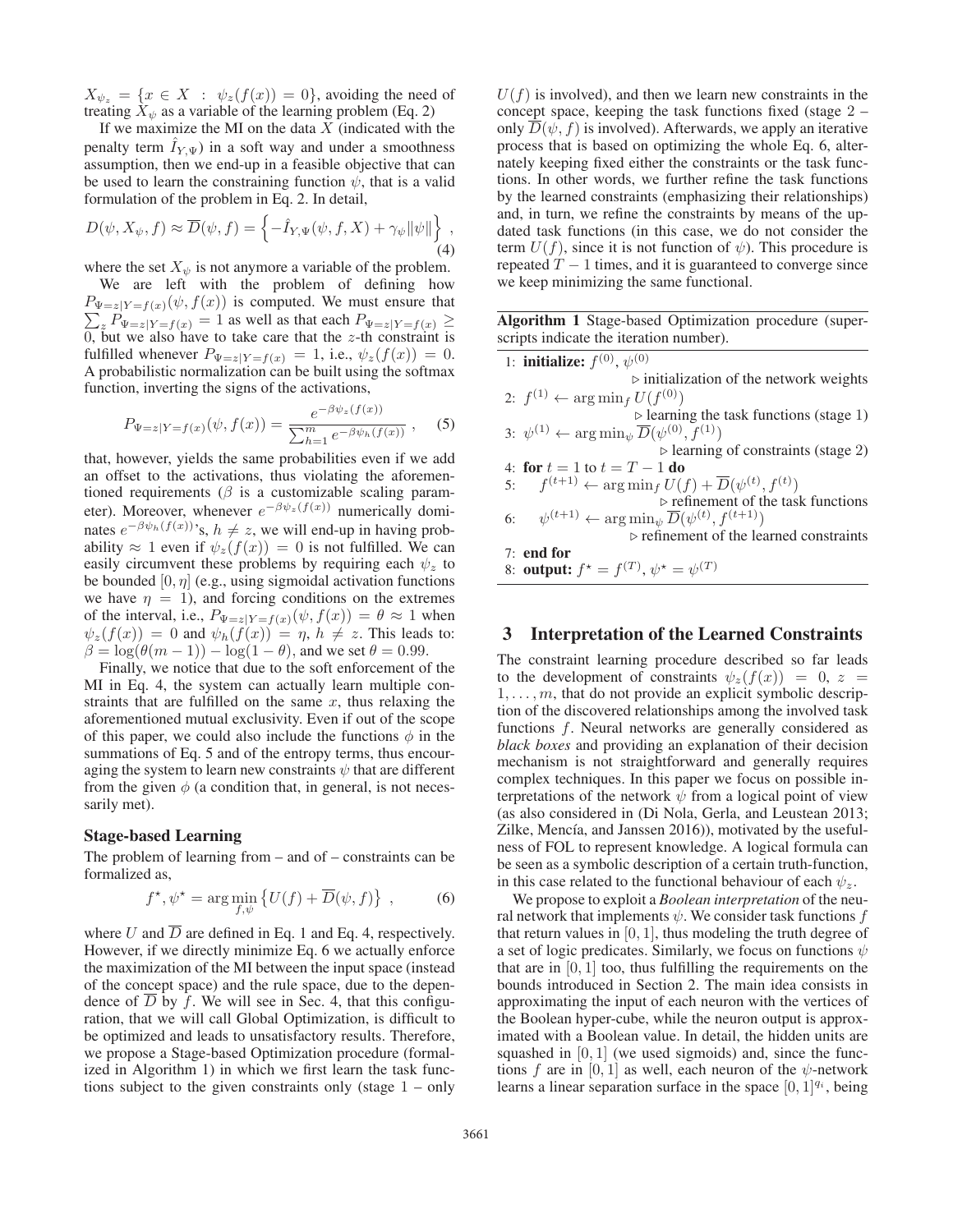$X_{\psi_z} = \{x \in X \ : \ \psi_z(f(x)) = 0\}$, avoiding the need of treating $X_\psi$ as a variable of the learning problem (Eq. 2)

If we maximize the MI on the data $X$ (indicated with the penalty term $\hat{I}_{Y,\Psi}$) in a soft way and under a smoothness assumption, then we end-up in a feasible objective that can be used to learn the constraining function $\psi$, that is a valid formulation of the problem in Eq. 2. In detail,

$$D(\psi, X_\psi, f) \approx \overline{D}(\psi, f) = \left\{ -\hat{I}_{Y,\Psi}(\psi, f, X) + \gamma_\psi \|\psi\| \right\} , \quad (4)$$

where the set $X_\psi$ is not anymore a variable of the problem.

We are left with the problem of defining how $P_{\Psi=z|Y=f(x)}(\psi, f(x))$ is computed. We must ensure that $\sum_z P_{\Psi=z|Y=f(x)} = 1$ as well as that each $P_{\Psi=z|Y=f(x)} \geq 0$, but we also have to take care that the $z$-th constraint is fulfilled whenever $P_{\Psi=z|Y=f(x)} = 1$, i.e., $\psi_z(f(x)) = 0$. A probabilistic normalization can be built using the softmax function, inverting the signs of the activations,

$$P_{\Psi=z|Y=f(x)}(\psi, f(x)) = \frac{e^{-\beta\psi_z(f(x))}}{\sum_{h=1}^{m} e^{-\beta\psi_h(f(x))}} , \quad (5)$$

that, however, yields the same probabilities even if we add an offset to the activations, thus violating the aforementioned requirements ($\beta$ is a customizable scaling parameter). Moreover, whenever $e^{-\beta\psi_z(f(x))}$ numerically dominates $e^{-\beta\psi_h(f(x))}$'s, $h \neq z$, we will end-up in having probability $\approx 1$ even if $\psi_z(f(x)) = 0$ is not fulfilled. We can easily circumvent these problems by requiring each $\psi_z$ to be bounded $[0, \eta]$ (e.g., using sigmoidal activation functions we have $\eta = 1$), and forcing conditions on the extremes of the interval, i.e., $P_{\Psi=z|Y=f(x)}(\psi, f(x)) = \theta \approx 1$ when $\psi_z(f(x)) = 0$ and $\psi_h(f(x)) = \eta$, $h \neq z$. This leads to: $\beta = \log(\theta(m-1)) - \log(1-\theta)$, and we set $\theta = 0.99$.

Finally, we notice that due to the soft enforcement of the MI in Eq. 4, the system can actually learn multiple constraints that are fulfilled on the same $x$, thus relaxing the aforementioned mutual exclusivity. Even if out of the scope of this paper, we could also include the functions $\phi$ in the summations of Eq. 5 and of the entropy terms, thus encouraging the system to learn new constraints $\psi$ that are different from the given $\phi$ (a condition that, in general, is not necessarily met).

### Stage-based Learning

The problem of learning from – and of – constraints can be formalized as,

$$f^\star, \psi^\star = \arg\min_{f,\psi} \left\{ U(f) + \overline{D}(\psi, f) \right\} , \quad (6)$$

where $U$ and $\overline{D}$ are defined in Eq. 1 and Eq. 4, respectively. However, if we directly minimize Eq. 6 we actually enforce the maximization of the MI between the input space (instead of the concept space) and the rule space, due to the dependence of $\overline{D}$ by $f$. We will see in Sec. 4, that this configuration, that we will call Global Optimization, is difficult to be optimized and leads to unsatisfactory results. Therefore, we propose a Stage-based Optimization procedure (formalized in Algorithm 1) in which we first learn the task functions subject to the given constraints only (stage 1 – only $U(f)$ is involved), and then we learn new constraints in the concept space, keeping the task functions fixed (stage 2 – only $\overline{D}(\psi, f)$ is involved). Afterwards, we apply an iterative process that is based on optimizing the whole Eq. 6, alternately keeping fixed either the constraints or the task functions. In other words, we further refine the task functions by the learned constraints (emphasizing their relationships) and, in turn, we refine the constraints by means of the updated task functions (in this case, we do not consider the term $U(f)$, since it is not function of $\psi$). This procedure is repeated $T-1$ times, and it is guaranteed to converge since we keep minimizing the same functional.

**Algorithm 1** Stage-based Optimization procedure (superscripts indicate the iteration number).

```
1: initialize: f^(0), ψ^(0)
                          ▷ initialization of the network weights
2: f^(1) ← arg min_f U(f^(0))
                          ▷ learning the task functions (stage 1)
3: ψ^(1) ← arg min_ψ D̄(ψ^(0), f^(1))
                          ▷ learning of constraints (stage 2)
4: for t = 1 to t = T − 1 do
5:     f^(t+1) ← arg min_f U(f) + D̄(ψ^(t), f^(t))
                          ▷ refinement of the task functions
6:     ψ^(t+1) ← arg min_ψ D̄(ψ^(t), f^(t+1))
                          ▷ refinement of the learned constraints
7: end for
8: output: f* = f^(T), ψ* = ψ^(T)
```

## 3 Interpretation of the Learned Constraints

The constraint learning procedure described so far leads to the development of constraints $\psi_z(f(x)) = 0$, $z = 1, \ldots, m$, that do not provide an explicit symbolic description of the discovered relationships among the involved task functions $f$. Neural networks are generally considered as *black boxes* and providing an explanation of their decision mechanism is not straightforward and generally requires complex techniques. In this paper we focus on possible interpretations of the network $\psi$ from a logical point of view (as also considered in (Di Nola, Gerla, and Leustean 2013; Zilke, Mencía, and Janssen 2016)), motivated by the usefulness of FOL to represent knowledge. A logical formula can be seen as a symbolic description of a certain truth-function, in this case related to the functional behaviour of each $\psi_z$.

We propose to exploit a *Boolean interpretation* of the neural network that implements $\psi$. We consider task functions $f$ that return values in $[0, 1]$, thus modeling the truth degree of a set of logic predicates. Similarly, we focus on functions $\psi$ that are in $[0, 1]$ too, thus fulfilling the requirements on the bounds introduced in Section 2. The main idea consists in approximating the input of each neuron with the vertices of the Boolean hyper-cube, while the neuron output is approximated with a Boolean value. In detail, the hidden units are squashed in $[0, 1]$ (we used sigmoids) and, since the functions $f$ are in $[0, 1]$ as well, each neuron of the $\psi$-network learns a linear separation surface in the space $[0, 1]^{q_i}$, being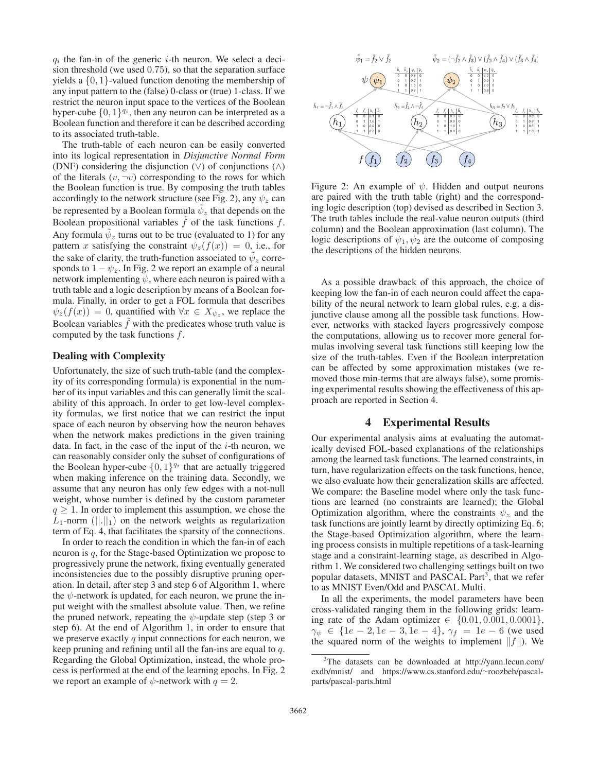$q_i$ the fan-in of the generic $i$-th neuron. We select a decision threshold (we used $0.75$), so that the separation surface yields a $\{0,1\}$-valued function denoting the membership of any input pattern to the (false) 0-class or (true) 1-class. If we restrict the neuron input space to the vertices of the Boolean hyper-cube $\{0,1\}^{q_i}$, then any neuron can be interpreted as a Boolean function and therefore it can be described according to its associated truth-table.

The truth-table of each neuron can be easily converted into its logical representation in *Disjunctive Normal Form* (DNF) considering the disjunction ($\vee$) of conjunctions ($\wedge$) of the literals ($v, \neg v$) corresponding to the rows for which the Boolean function is true. By composing the truth tables accordingly to the network structure (see Fig. 2), any $\psi_z$ can be represented by a Boolean formula $\tilde{\psi}_z$ that depends on the Boolean propositional variables $\tilde{f}$ of the task functions $f$. Any formula $\tilde{\psi}_z$ turns out to be true (evaluated to 1) for any pattern $x$ satisfying the constraint $\psi_z(f(x)) = 0$, i.e., for the sake of clarity, the truth-function associated to $\tilde{\psi}_z$ corresponds to $1 - \psi_z$. In Fig. 2 we report an example of a neural network implementing $\psi$, where each neuron is paired with a truth table and a logic description by means of a Boolean formula. Finally, in order to get a FOL formula that describes $\psi_z(f(x)) = 0$, quantified with $\forall x \in X_{\psi_z}$, we replace the Boolean variables $\tilde{f}$ with the predicates whose truth value is computed by the task functions $f$.

### Dealing with Complexity

Unfortunately, the size of such truth-table (and the complexity of its corresponding formula) is exponential in the number of its input variables and this can generally limit the scalability of this approach. In order to get low-level complexity formulas, we first notice that we can restrict the input space of each neuron by observing how the neuron behaves when the network makes predictions in the given training data. In fact, in the case of the input of the $i$-th neuron, we can reasonably consider only the subset of configurations of the Boolean hyper-cube $\{0,1\}^{q_i}$ that are actually triggered when making inference on the training data. Secondly, we assume that any neuron has only few edges with a not-null weight, whose number is defined by the custom parameter $q \geq 1$. In order to implement this assumption, we chose the $L_1$-norm ($||.||_1$) on the network weights as regularization term of Eq. 4, that facilitates the sparsity of the connections.

In order to reach the condition in which the fan-in of each neuron is $q$, for the Stage-based Optimization we propose to progressively prune the network, fixing eventually generated inconsistencies due to the possibly disruptive pruning operation. In detail, after step 3 and step 6 of Algorithm 1, where the $\psi$-network is updated, for each neuron, we prune the input weight with the smallest absolute value. Then, we refine the pruned network, repeating the $\psi$-update step (step 3 or step 6). At the end of Algorithm 1, in order to ensure that we preserve exactly $q$ input connections for each neuron, we keep pruning and refining until all the fan-ins are equal to $q$. Regarding the Global Optimization, instead, the whole process is performed at the end of the learning epochs. In Fig. 2 we report an example of $\psi$-network with $q = 2$.

Figure 2: An example of $\psi$. Hidden and output neurons are paired with the truth table (right) and the corresponding logic description (top) devised as described in Section 3. The truth tables include the real-value neuron outputs (third column) and the Boolean approximation (last column). The logic descriptions of $\psi_1, \psi_2$ are the outcome of composing the descriptions of the hidden neurons.

As a possible drawback of this approach, the choice of keeping low the fan-in of each neuron could affect the capability of the neural network to learn global rules, e.g. a disjunctive clause among all the possible task functions. However, networks with stacked layers progressively compose the computations, allowing us to recover more general formulas involving several task functions still keeping low the size of the truth-tables. Even if the Boolean interpretation can be affected by some approximation mistakes (we removed those min-terms that are always false), some promising experimental results showing the effectiveness of this approach are reported in Section 4.

## 4 Experimental Results

Our experimental analysis aims at evaluating the automatically devised FOL-based explanations of the relationships among the learned task functions. The learned constraints, in turn, have regularization effects on the task functions, hence, we also evaluate how their generalization skills are affected. We compare: the Baseline model where only the task functions are learned (no constraints are learned); the Global Optimization algorithm, where the constraints $\psi_z$ and the task functions are jointly learnt by directly optimizing Eq. 6; the Stage-based Optimization algorithm, where the learning process consists in multiple repetitions of a task-learning stage and a constraint-learning stage, as described in Algorithm 1. We considered two challenging settings built on two popular datasets, MNIST and PASCAL Part[3], that we refer to as MNIST Even/Odd and PASCAL Multi.

In all the experiments, the model parameters have been cross-validated ranging them in the following grids: learning rate of the Adam optimizer $\in \{0.01, 0.001, 0.0001\}$, $\gamma_\psi \in \{1e-2, 1e-3, 1e-4\}$, $\gamma_f = 1e-6$ (we used the squared norm of the weights to implement $\|f\|$). We

[3]The datasets can be downloaded at http://yann.lecun.com/exdb/mnist/ and https://www.cs.stanford.edu/~roozbeh/pascal-parts/pascal-parts.html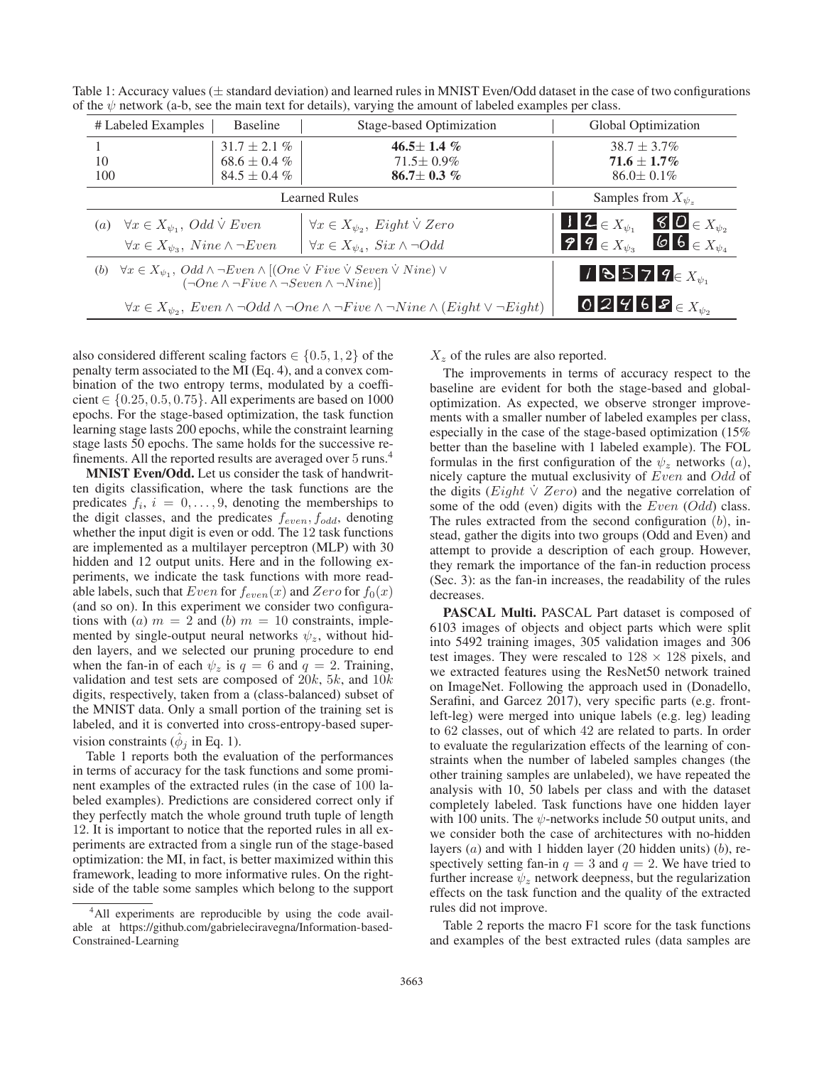Table 1: Accuracy values (± standard deviation) and learned rules in MNIST Even/Odd dataset in the case of two configurations of the $\psi$ network (a-b, see the main text for details), varying the amount of labeled examples per class.

| # Labeled Examples | Baseline | Stage-based Optimization | Global Optimization |
|---|---|---|---|
| 1 | $31.7 \pm 2.1$ % | **46.5± 1.4 %** | $38.7 \pm 3.7\%$ |
| 10 | $68.6 \pm 0.4$ % | $71.5 \pm 0.9\%$ | **71.6 ± 1.7%** |
| 100 | $84.5 \pm 0.4$ % | **86.7± 0.3 %** | $86.0 \pm 0.1\%$ |

| Learned Rules | | Samples from $X_{\psi_z}$ |
|---|---|---|
| $(a)$ $\forall x \in X_{\psi_1},\ Odd \dot{\vee} Even$ <br> $\forall x \in X_{\psi_3},\ Nine \wedge \neg Even$ | $\forall x \in X_{\psi_2},\ Eight \dot{\vee} Zero$ <br> $\forall x \in X_{\psi_4},\ Six \wedge \neg Odd$ | 1 2 $\in X_{\psi_1}$, 8 0 $\in X_{\psi_2}$ <br> 9 9 $\in X_{\psi_3}$, 6 6 $\in X_{\psi_4}$ |
| $(b)$ $\forall x \in X_{\psi_1},\ Odd \wedge \neg Even \wedge [(One \dot{\vee} Five \dot{\vee} Seven \dot{\vee} Nine) \vee (\neg One \wedge \neg Five \wedge \neg Seven \wedge \neg Nine)]$ | | 1 3 5 7 9 $\in X_{\psi_1}$ |
| $\forall x \in X_{\psi_2},\ Even \wedge \neg Odd \wedge \neg One \wedge \neg Five \wedge \neg Nine \wedge (Eight \vee \neg Eight)$ | | 0 2 4 6 8 $\in X_{\psi_2}$ |

also considered different scaling factors $\in \{0.5, 1, 2\}$ of the penalty term associated to the MI (Eq. 4), and a convex combination of the two entropy terms, modulated by a coefficient $\in \{0.25, 0.5, 0.75\}$. All experiments are based on 1000 epochs. For the stage-based optimization, the task function learning stage lasts 200 epochs, while the constraint learning stage lasts 50 epochs. The same holds for the successive refinements. All the reported results are averaged over 5 runs.[4]

**MNIST Even/Odd.** Let us consider the task of handwritten digits classification, where the task functions are the predicates $f_i,\ i = 0, \ldots, 9$, denoting the memberships to the digit classes, and the predicates $f_{even}, f_{odd}$, denoting whether the input digit is even or odd. The 12 task functions are implemented as a multilayer perceptron (MLP) with 30 hidden and 12 output units. Here and in the following experiments, we indicate the task functions with more readable labels, such that $Even$ for $f_{even}(x)$ and $Zero$ for $f_0(x)$ (and so on). In this experiment we consider two configurations with $(a)$ $m = 2$ and $(b)$ $m = 10$ constraints, implemented by single-output neural networks $\psi_z$, without hidden layers, and we selected our pruning procedure to end when the fan-in of each $\psi_z$ is $q = 6$ and $q = 2$. Training, validation and test sets are composed of $20k$, $5k$, and $10k$ digits, respectively, taken from a (class-balanced) subset of the MNIST data. Only a small portion of the training set is labeled, and it is converted into cross-entropy-based supervision constraints ($\hat{\phi}_j$ in Eq. 1).

Table 1 reports both the evaluation of the performances in terms of accuracy for the task functions and some prominent examples of the extracted rules (in the case of 100 labeled examples). Predictions are considered correct only if they perfectly match the whole ground truth tuple of length 12. It is important to notice that the reported rules in all experiments are extracted from a single run of the stage-based optimization: the MI, in fact, is better maximized within this framework, leading to more informative rules. On the right-side of the table some samples which belong to the support $X_z$ of the rules are also reported.

The improvements in terms of accuracy respect to the baseline are evident for both the stage-based and global-optimization. As expected, we observe stronger improvements with a smaller number of labeled examples per class, especially in the case of the stage-based optimization (15% better than the baseline with 1 labeled example). The FOL formulas in the first configuration of the $\psi_z$ networks $(a)$, nicely capture the mutual exclusivity of $Even$ and $Odd$ of the digits ($Eight \dot{\vee} Zero$) and the negative correlation of some of the odd (even) digits with the $Even$ ($Odd$) class. The rules extracted from the second configuration $(b)$, instead, gather the digits into two groups (Odd and Even) and attempt to provide a description of each group. However, they remark the importance of the fan-in reduction process (Sec. 3): as the fan-in increases, the readability of the rules decreases.

**PASCAL Multi.** PASCAL Part dataset is composed of 6103 images of objects and object parts which were split into 5492 training images, 305 validation images and 306 test images. They were rescaled to $128 \times 128$ pixels, and we extracted features using the ResNet50 network trained on ImageNet. Following the approach used in (Donadello, Serafini, and Garcez 2017), very specific parts (e.g. front-left-leg) were merged into unique labels (e.g. leg) leading to 62 classes, out of which 42 are related to parts. In order to evaluate the regularization effects of the learning of constraints when the number of labeled samples changes (the other training samples are unlabeled), we have repeated the analysis with 10, 50 labels per class and with the dataset completely labeled. Task functions have one hidden layer with 100 units. The $\psi$-networks include 50 output units, and we consider both the case of architectures with no-hidden layers $(a)$ and with 1 hidden layer (20 hidden units) $(b)$, respectively setting fan-in $q = 3$ and $q = 2$. We have tried to further increase $\psi_z$ network deepness, but the regularization effects on the task function and the quality of the extracted rules did not improve.

Table 2 reports the macro F1 score for the task functions and examples of the best extracted rules (data samples are

[4] All experiments are reproducible by using the code available at https://github.com/gabrieleciravegna/Information-based-Constrained-Learning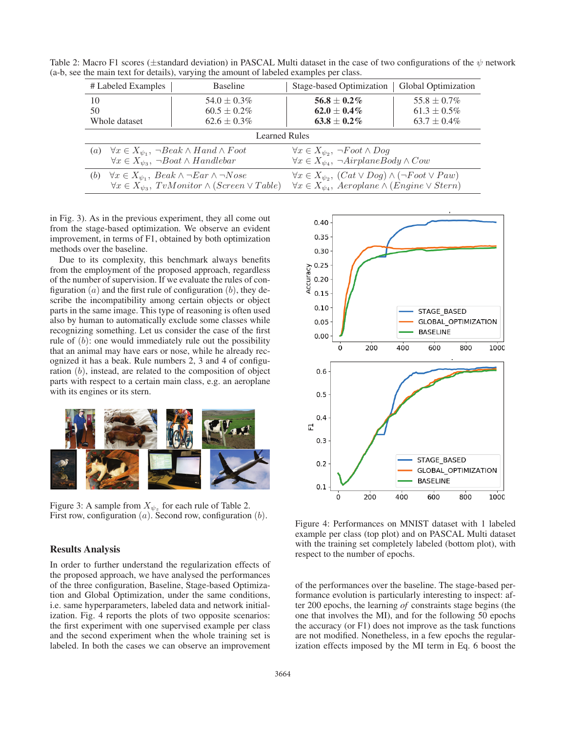Table 2: Macro F1 scores (±standard deviation) in PASCAL Multi dataset in the case of two configurations of the $\psi$ network (a-b, see the main text for details), varying the amount of labeled examples per class.

| # Labeled Examples | Baseline | Stage-based Optimization | Global Optimization |
|---|---|---|---|
| 10 | $54.0 \pm 0.3\%$ | **$56.8 \pm 0.2\%$** | $55.8 \pm 0.7\%$ |
| 50 | $60.5 \pm 0.2\%$ | **$62.0 \pm 0.4\%$** | $61.3 \pm 0.5\%$ |
| Whole dataset | $62.6 \pm 0.3\%$ | **$63.8 \pm 0.2\%$** | $63.7 \pm 0.4\%$ |

Learned Rules

| | | |
|---|---|---|
| $(a)$ | $\forall x \in X_{\psi_1},\ \neg Beak \wedge Hand \wedge Foot$ | $\forall x \in X_{\psi_2},\ \neg Foot \wedge Dog$ |
| | $\forall x \in X_{\psi_3},\ \neg Boat \wedge Handlebar$ | $\forall x \in X_{\psi_4},\ \neg AirplaneBody \wedge Cow$ |
| $(b)$ | $\forall x \in X_{\psi_1},\ Beak \wedge \neg Ear \wedge \neg Nose$ | $\forall x \in X_{\psi_2},\ (Cat \vee Dog) \wedge (\neg Foot \vee Paw)$ |
| | $\forall x \in X_{\psi_3},\ TvMonitor \wedge (Screen \vee Table)$ | $\forall x \in X_{\psi_4},\ Aeroplane \wedge (Engine \vee Stern)$ |

in Fig. 3). As in the previous experiment, they all come out from the stage-based optimization. We observe an evident improvement, in terms of F1, obtained by both optimization methods over the baseline.

Due to its complexity, this benchmark always benefits from the employment of the proposed approach, regardless of the number of supervision. If we evaluate the rules of configuration $(a)$ and the first rule of configuration $(b)$, they describe the incompatibility among certain objects or object parts in the same image. This type of reasoning is often used also by human to automatically exclude some classes while recognizing something. Let us consider the case of the first rule of $(b)$: one would immediately rule out the possibility that an animal may have ears or nose, while he already recognized it has a beak. Rule numbers 2, 3 and 4 of configuration $(b)$, instead, are related to the composition of object parts with respect to a certain main class, e.g. an aeroplane with its engines or its stern.

Figure 3: A sample from $X_{\psi_z}$ for each rule of Table 2. First row, configuration $(a)$. Second row, configuration $(b)$.

Figure 4: Performances on MNIST dataset with 1 labeled example per class (top plot) and on PASCAL Multi dataset with the training set completely labeled (bottom plot), with respect to the number of epochs.

## Results Analysis

In order to further understand the regularization effects of the proposed approach, we have analysed the performances of the three configuration, Baseline, Stage-based Optimization and Global Optimization, under the same conditions, i.e. same hyperparameters, labeled data and network initialization. Fig. 4 reports the plots of two opposite scenarios: the first experiment with one supervised example per class and the second experiment when the whole training set is labeled. In both the cases we can observe an improvement of the performances over the baseline. The stage-based performance evolution is particularly interesting to inspect: after 200 epochs, the learning *of* constraints stage begins (the one that involves the MI), and for the following 50 epochs the accuracy (or F1) does not improve as the task functions are not modified. Nonetheless, in a few epochs the regularization effects imposed by the MI term in Eq. 6 boost the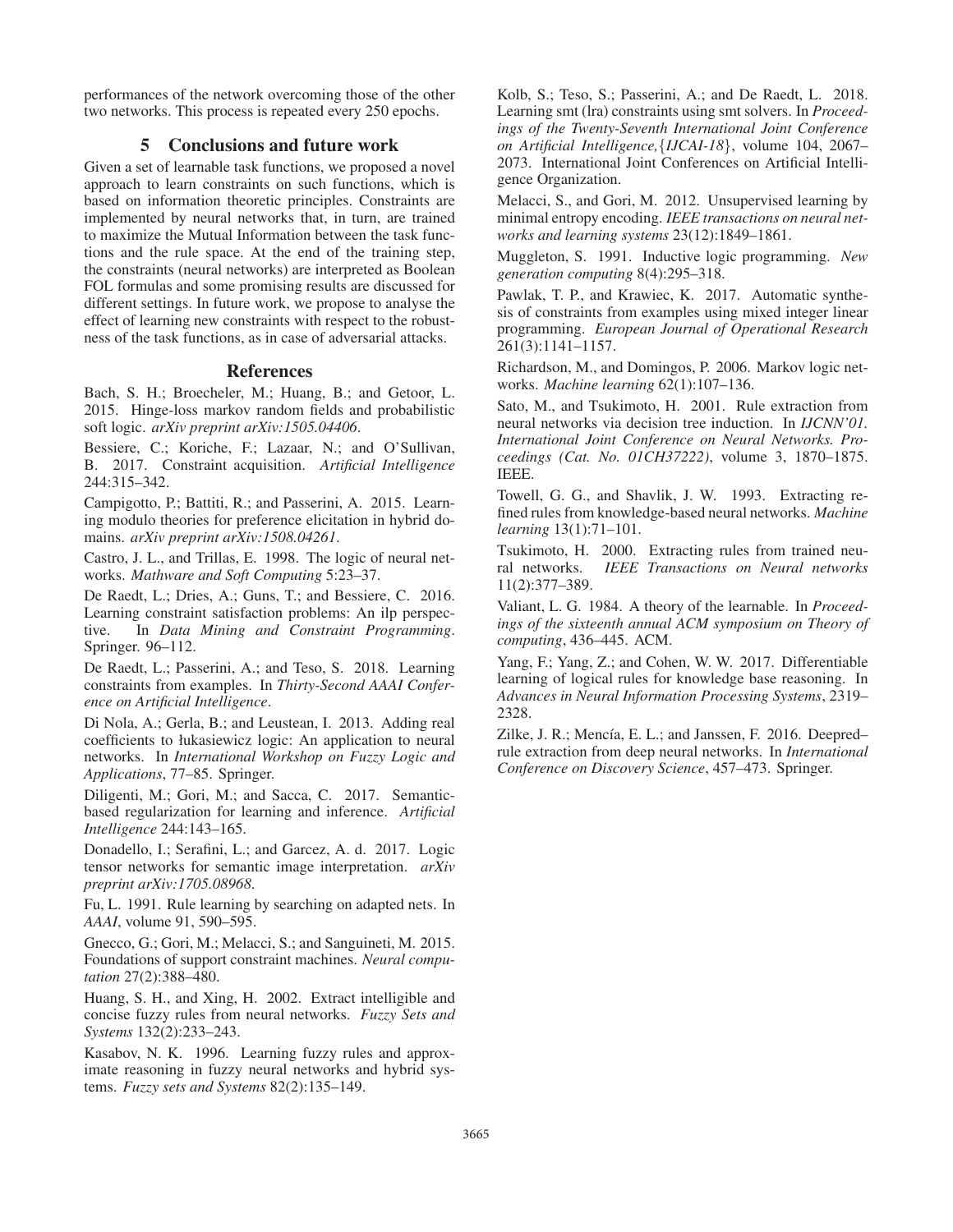performances of the network overcoming those of the other two networks. This process is repeated every 250 epochs.

## 5 Conclusions and future work

Given a set of learnable task functions, we proposed a novel approach to learn constraints on such functions, which is based on information theoretic principles. Constraints are implemented by neural networks that, in turn, are trained to maximize the Mutual Information between the task functions and the rule space. At the end of the training step, the constraints (neural networks) are interpreted as Boolean FOL formulas and some promising results are discussed for different settings. In future work, we propose to analyse the effect of learning new constraints with respect to the robustness of the task functions, as in case of adversarial attacks.

## References

Bach, S. H.; Broecheler, M.; Huang, B.; and Getoor, L. 2015. Hinge-loss markov random fields and probabilistic soft logic. *arXiv preprint arXiv:1505.04406*.

Bessiere, C.; Koriche, F.; Lazaar, N.; and O'Sullivan, B. 2017. Constraint acquisition. *Artificial Intelligence* 244:315–342.

Campigotto, P.; Battiti, R.; and Passerini, A. 2015. Learning modulo theories for preference elicitation in hybrid domains. *arXiv preprint arXiv:1508.04261*.

Castro, J. L., and Trillas, E. 1998. The logic of neural networks. *Mathware and Soft Computing* 5:23–37.

De Raedt, L.; Dries, A.; Guns, T.; and Bessiere, C. 2016. Learning constraint satisfaction problems: An ilp perspective. In *Data Mining and Constraint Programming*. Springer. 96–112.

De Raedt, L.; Passerini, A.; and Teso, S. 2018. Learning constraints from examples. In *Thirty-Second AAAI Conference on Artificial Intelligence*.

Di Nola, A.; Gerla, B.; and Leustean, I. 2013. Adding real coefficients to łukasiewicz logic: An application to neural networks. In *International Workshop on Fuzzy Logic and Applications*, 77–85. Springer.

Diligenti, M.; Gori, M.; and Sacca, C. 2017. Semantic-based regularization for learning and inference. *Artificial Intelligence* 244:143–165.

Donadello, I.; Serafini, L.; and Garcez, A. d. 2017. Logic tensor networks for semantic image interpretation. *arXiv preprint arXiv:1705.08968*.

Fu, L. 1991. Rule learning by searching on adapted nets. In *AAAI*, volume 91, 590–595.

Gnecco, G.; Gori, M.; Melacci, S.; and Sanguineti, M. 2015. Foundations of support constraint machines. *Neural computation* 27(2):388–480.

Huang, S. H., and Xing, H. 2002. Extract intelligible and concise fuzzy rules from neural networks. *Fuzzy Sets and Systems* 132(2):233–243.

Kasabov, N. K. 1996. Learning fuzzy rules and approximate reasoning in fuzzy neural networks and hybrid systems. *Fuzzy sets and Systems* 82(2):135–149.

Kolb, S.; Teso, S.; Passerini, A.; and De Raedt, L. 2018. Learning smt (lra) constraints using smt solvers. In *Proceedings of the Twenty-Seventh International Joint Conference on Artificial Intelligence,{IJCAI-18}*, volume 104, 2067–2073. International Joint Conferences on Artificial Intelligence Organization.

Melacci, S., and Gori, M. 2012. Unsupervised learning by minimal entropy encoding. *IEEE transactions on neural networks and learning systems* 23(12):1849–1861.

Muggleton, S. 1991. Inductive logic programming. *New generation computing* 8(4):295–318.

Pawlak, T. P., and Krawiec, K. 2017. Automatic synthesis of constraints from examples using mixed integer linear programming. *European Journal of Operational Research* 261(3):1141–1157.

Richardson, M., and Domingos, P. 2006. Markov logic networks. *Machine learning* 62(1):107–136.

Sato, M., and Tsukimoto, H. 2001. Rule extraction from neural networks via decision tree induction. In *IJCNN'01. International Joint Conference on Neural Networks. Proceedings (Cat. No. 01CH37222)*, volume 3, 1870–1875. IEEE.

Towell, G. G., and Shavlik, J. W. 1993. Extracting refined rules from knowledge-based neural networks. *Machine learning* 13(1):71–101.

Tsukimoto, H. 2000. Extracting rules from trained neural networks. *IEEE Transactions on Neural networks* 11(2):377–389.

Valiant, L. G. 1984. A theory of the learnable. In *Proceedings of the sixteenth annual ACM symposium on Theory of computing*, 436–445. ACM.

Yang, F.; Yang, Z.; and Cohen, W. W. 2017. Differentiable learning of logical rules for knowledge base reasoning. In *Advances in Neural Information Processing Systems*, 2319–2328.

Zilke, J. R.; Mencía, E. L.; and Janssen, F. 2016. Deepred–rule extraction from deep neural networks. In *International Conference on Discovery Science*, 457–473. Springer.